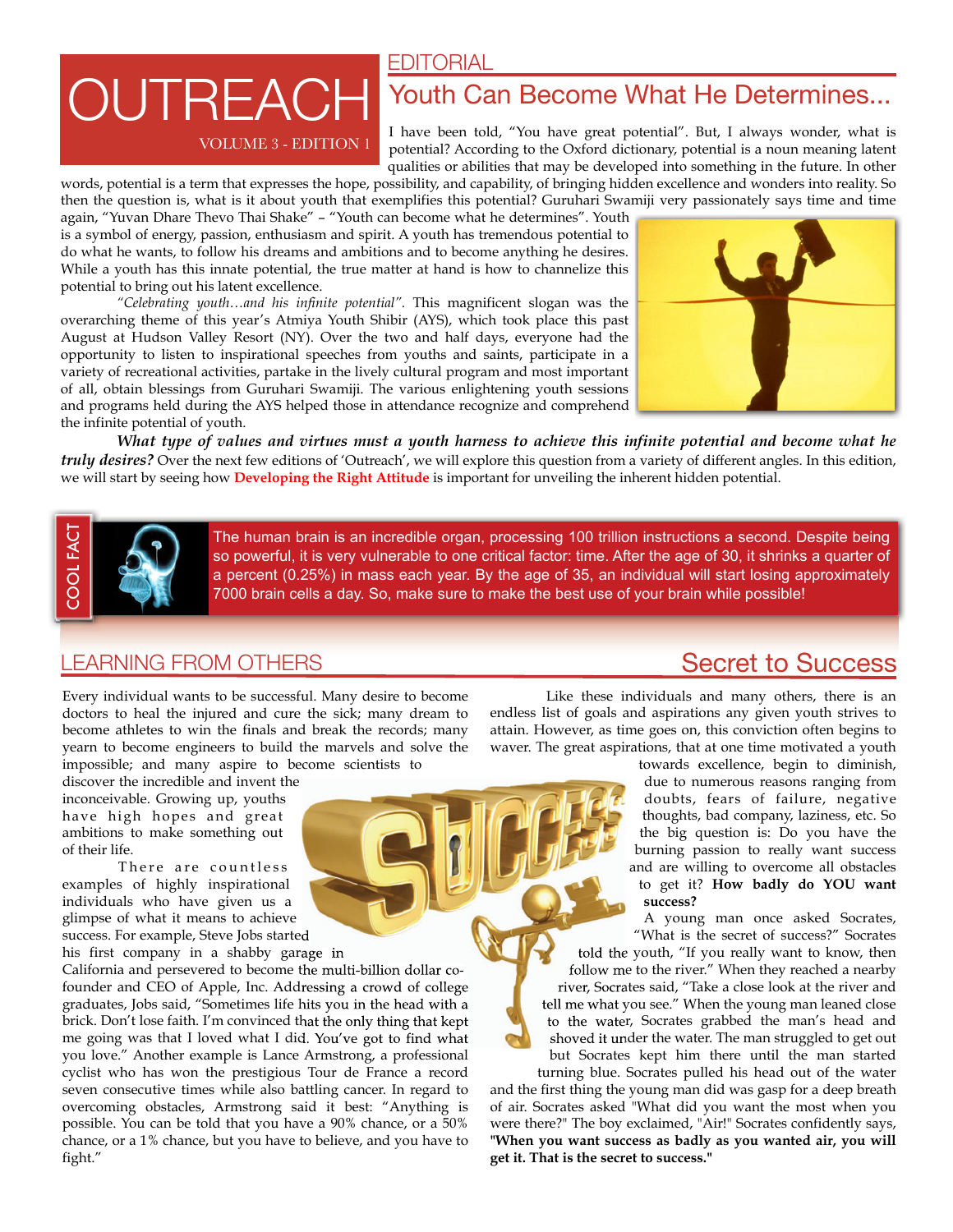# OUTREACH

VOLUME 3 - EDITION 1

## EDITORIAL

## Youth Can Become What He Determines...

I have been told, "You have great potential". But, I always wonder, what is potential? According to the Oxford dictionary, potential is a noun meaning latent qualities or abilities that may be developed into something in the future. In other words, potential is a term that expresses the hope, possibility, and capability, of bringing hidden excellence and wonders into reality. So then the question is, what is it about youth that exemplifies this potential? Guruhari Swamiji very passionately says time and time again, "Yuvan Dhare Thevo Thai Shake" – "Youth can become what he determines". Youth is a symbol of energy, passion, enthusiasm and spirit. A youth has tremendous potential to do what he wants, to follow his dreams and ambitions and to become anything he desires. While a youth has this innate potential, the true matter at hand is how to channelize this potential to bring out his latent excellence.

*"Celebrating youth…and his infinite potential"*. This magnificent slogan was the overarching theme of this year's Atmiya Youth Shibir (AYS), which took place this past August at Hudson Valley Resort (NY). Over the two and half days, everyone had the opportunity to listen to inspirational speeches from youths and saints, participate in a variety of recreational activities, partake in the lively cultural program and most important of all, obtain blessings from Guruhari Swamiji. The various enlightening youth sessions and programs held during the AYS helped those in attendance recognize and comprehend the infinite potential of youth.

***What type of values and virtues must a youth harness to achieve this infinite potential and become what he truly desires?*** Over the next few editions of 'Outreach', we will explore this question from a variety of different angles. In this edition, we will start by seeing how **Developing the Right Attitude** is important for unveiling the inherent hidden potential.

**COOL FACT**

The human brain is an incredible organ, processing 100 trillion instructions a second. Despite being so powerful, it is very vulnerable to one critical factor: time. After the age of 30, it shrinks a quarter of a percent (0.25%) in mass each year. By the age of 35, an individual will start losing approximately 7000 brain cells a day. So, make sure to make the best use of your brain while possible!

## LEARNING FROM OTHERS

## Secret to Success

Every individual wants to be successful. Many desire to become doctors to heal the injured and cure the sick; many dream to become athletes to win the finals and break the records; many yearn to become engineers to build the marvels and solve the impossible; and many aspire to become scientists to discover the incredible and invent the inconceivable. Growing up, youths have high hopes and great ambitions to make something out of their life.

There are countless examples of highly inspirational individuals who have given us a glimpse of what it means to achieve success. For example, Steve Jobs started his first company in a shabby garage in California and persevered to become the multi-billion dollar co-founder and CEO of Apple, Inc. Addressing a crowd of college graduates, Jobs said, "Sometimes life hits you in the head with a brick. Don't lose faith. I'm convinced that the only thing that kept me going was that I loved what I did. You've got to find what you love." Another example is Lance Armstrong, a professional cyclist who has won the prestigious Tour de France a record seven consecutive times while also battling cancer. In regard to overcoming obstacles, Armstrong said it best: "Anything is possible. You can be told that you have a 90% chance, or a 50% chance, or a 1% chance, but you have to believe, and you have to fight."

Like these individuals and many others, there is an endless list of goals and aspirations any given youth strives to attain. However, as time goes on, this conviction often begins to waver. The great aspirations, that at one time motivated a youth towards excellence, begin to diminish, due to numerous reasons ranging from doubts, fears of failure, negative thoughts, bad company, laziness, etc. So the big question is: Do you have the burning passion to really want success and are willing to overcome all obstacles to get it? **How badly do YOU want success?**

A young man once asked Socrates, "What is the secret of success?" Socrates told the youth, "If you really want to know, then follow me to the river." When they reached a nearby river, Socrates said, "Take a close look at the river and tell me what you see." When the young man leaned close to the water, Socrates grabbed the man's head and shoved it under the water. The man struggled to get out but Socrates kept him there until the man started turning blue. Socrates pulled his head out of the water and the first thing the young man did was gasp for a deep breath of air. Socrates asked "What did you want the most when you were there?" The boy exclaimed, "Air!" Socrates confidently says, **"When you want success as badly as you wanted air, you will get it. That is the secret to success."**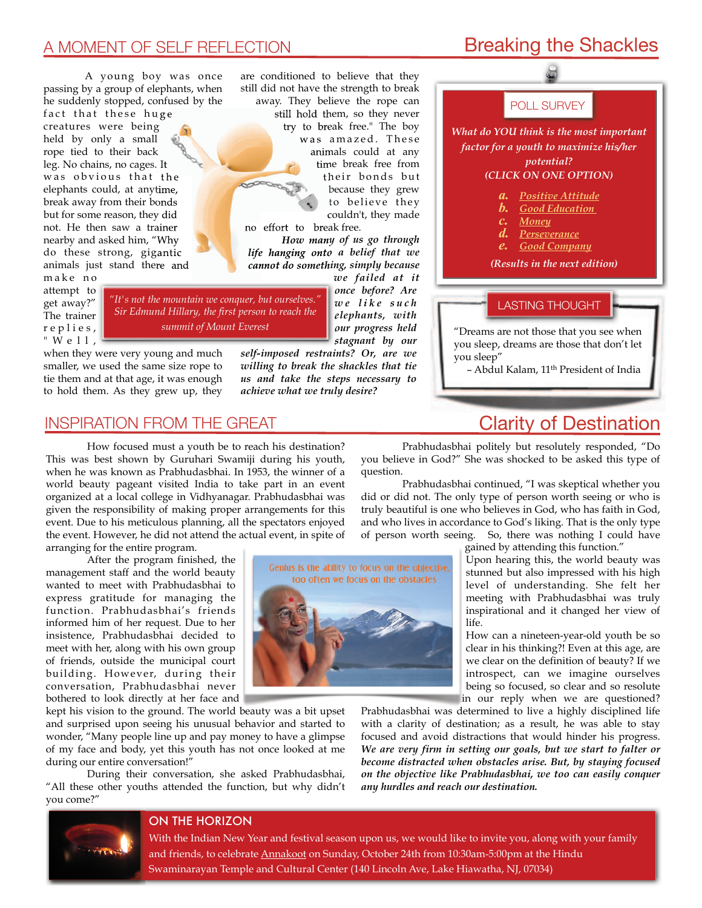## A MOMENT OF SELF REFLECTION

# Breaking the Shackles

A young boy was once passing by a group of elephants, when he suddenly stopped, confused by the fact that these huge creatures were being held by only a small rope tied to their back leg. No chains, no cages. It was obvious that the elephants could, at anytime, break away from their bonds but for some reason, they did not. He then saw a trainer nearby and asked him, "Why do these strong, gigantic animals just stand there and make no attempt to get away?" The trainer replies, "Well, when they were very young and much smaller, we used the same size rope to tie them and at that age, it was enough to hold them. As they grew up, they are conditioned to believe that they still did not have the strength to break away. They believe the rope can still hold them, so they never try to break free." The boy was amazed. These animals could at any time break free from their bonds but because they grew to believe they couldn't, they made no effort to break free.

*"It's not the mountain we conquer, but ourselves."* *Sir Edmund Hillary, the first person to reach the summit of Mount Everest*

***How many of us go through life hanging onto a belief that we cannot do something, simply because we failed at it once before? Are we like such elephants, with our progress held stagnant by our self-imposed restraints? Or, are we willing to break the shackles that tie us and take the steps necessary to achieve what we truly desire?***

### POLL SURVEY

*What do YOU think is the most important factor for a youth to maximize his/her potential?*
*(CLICK ON ONE OPTION)*

a. Positive Attitude
b. Good Education
c. Money
d. Perseverance
e. Good Company

*(Results in the next edition)*

### LASTING THOUGHT

"Dreams are not those that you see when you sleep, dreams are those that don't let you sleep"
– Abdul Kalam, 11th President of India

## INSPIRATION FROM THE GREAT

# Clarity of Destination

How focused must a youth be to reach his destination? This was best shown by Guruhari Swamiji during his youth, when he was known as Prabhudasbhai. In 1953, the winner of a world beauty pageant visited India to take part in an event organized at a local college in Vidhyanagar. Prabhudasbhai was given the responsibility of making proper arrangements for this event. Due to his meticulous planning, all the spectators enjoyed the event. However, he did not attend the actual event, in spite of arranging for the entire program.

After the program finished, the management staff and the world beauty wanted to meet with Prabhudasbhai to express gratitude for managing the function. Prabhudasbhai's friends informed him of her request. Due to her insistence, Prabhudasbhai decided to meet with her, along with his own group of friends, outside the municipal court building. However, during their conversation, Prabhudasbhai never bothered to look directly at her face and kept his vision to the ground. The world beauty was a bit upset and surprised upon seeing his unusual behavior and started to wonder, "Many people line up and pay money to have a glimpse of my face and body, yet this youth has not once looked at me during our entire conversation!"

During their conversation, she asked Prabhudasbhai, "All these other youths attended the function, but why didn't you come?"

Genius is the ability to focus on the objective, too often we focus on the obstacles

Prabhudasbhai politely but resolutely responded, "Do you believe in God?" She was shocked to be asked this type of question.

Prabhudasbhai continued, "I was skeptical whether you did or did not. The only type of person worth seeing or who is truly beautiful is one who believes in God, who has faith in God, and who lives in accordance to God's liking. That is the only type of person worth seeing. So, there was nothing I could have gained by attending this function."

Upon hearing this, the world beauty was stunned but also impressed with his high level of understanding. She felt her meeting with Prabhudasbhai was truly inspirational and it changed her view of life.

How can a nineteen-year-old youth be so clear in his thinking?! Even at this age, are we clear on the definition of beauty? If we introspect, can we imagine ourselves being so focused, so clear and so resolute in our reply when we are questioned? Prabhudasbhai was determined to live a highly disciplined life with a clarity of destination; as a result, he was able to stay focused and avoid distractions that would hinder his progress. ***We are very firm in setting our goals, but we start to falter or become distracted when obstacles arise. But, by staying focused on the objective like Prabhudasbhai, we too can easily conquer any hurdles and reach our destination.***

### ON THE HORIZON

With the Indian New Year and festival season upon us, we would like to invite you, along with your family and friends, to celebrate Annakoot on Sunday, October 24th from 10:30am-5:00pm at the Hindu Swaminarayan Temple and Cultural Center (140 Lincoln Ave, Lake Hiawatha, NJ, 07034)